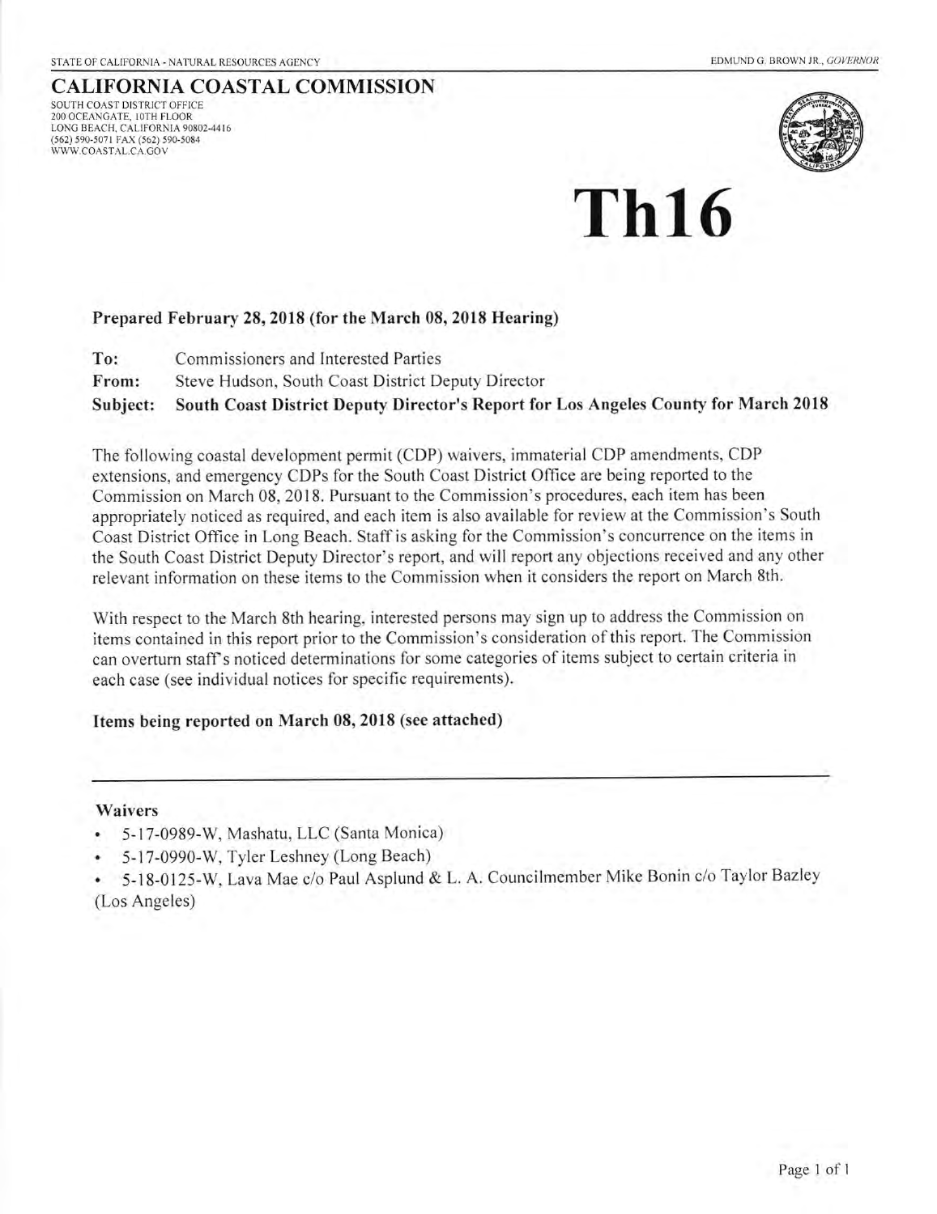STATE OF CALIFORNIA - NATURAL RESOURCES AGENCY

EDMUND G. BROWN JR., *GOVERNOR*

# CALIFORNIA COASTAL COMMISSION

SOUTH COAST DISTRICT OFFICE
200 OCEANGATE, 10TH FLOOR
LONG BEACH, CALIFORNIA 90802-4416
(562) 590-5071 FAX (562) 590-5084
WWW.COASTAL.CA.GOV

# Th16

**Prepared February 28, 2018 (for the March 08, 2018 Hearing)**

**To:** Commissioners and Interested Parties

**From:** Steve Hudson, South Coast District Deputy Director

**Subject: South Coast District Deputy Director's Report for Los Angeles County for March 2018**

The following coastal development permit (CDP) waivers, immaterial CDP amendments, CDP extensions, and emergency CDPs for the South Coast District Office are being reported to the Commission on March 08, 2018. Pursuant to the Commission's procedures, each item has been appropriately noticed as required, and each item is also available for review at the Commission's South Coast District Office in Long Beach. Staff is asking for the Commission's concurrence on the items in the South Coast District Deputy Director's report, and will report any objections received and any other relevant information on these items to the Commission when it considers the report on March 8th.

With respect to the March 8th hearing, interested persons may sign up to address the Commission on items contained in this report prior to the Commission's consideration of this report. The Commission can overturn staff's noticed determinations for some categories of items subject to certain criteria in each case (see individual notices for specific requirements).

**Items being reported on March 08, 2018 (see attached)**

---

**Waivers**

- 5-17-0989-W, Mashatu, LLC (Santa Monica)
- 5-17-0990-W, Tyler Leshney (Long Beach)
- 5-18-0125-W, Lava Mae c/o Paul Asplund & L. A. Councilmember Mike Bonin c/o Taylor Bazley (Los Angeles)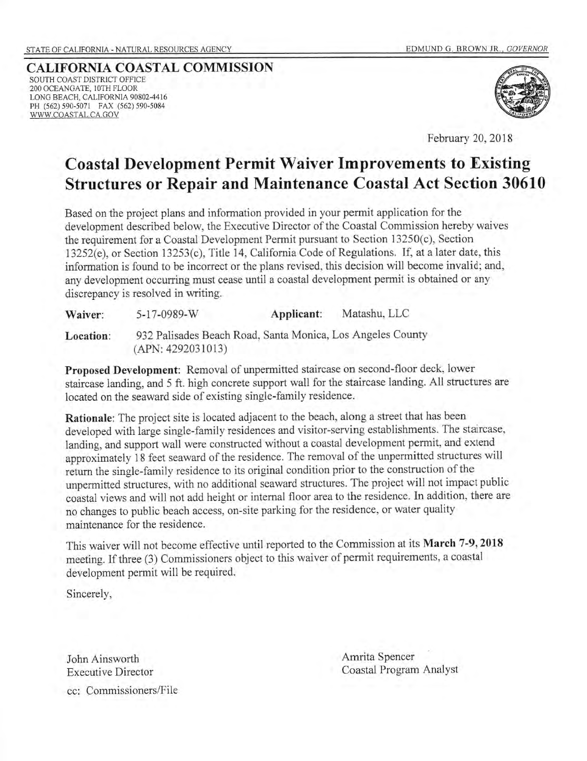STATE OF CALIFORNIA - NATURAL RESOURCES AGENCY

EDMUND G. BROWN JR., *GOVERNOR*

**CALIFORNIA COASTAL COMMISSION**

SOUTH COAST DISTRICT OFFICE
200 OCEANGATE, 10TH FLOOR
LONG BEACH, CALIFORNIA 90802-4416
PH (562) 590-5071 FAX (562) 590-5084
WWW.COASTAL.CA.GOV

February 20, 2018

# Coastal Development Permit Waiver Improvements to Existing Structures or Repair and Maintenance Coastal Act Section 30610

Based on the project plans and information provided in your permit application for the development described below, the Executive Director of the Coastal Commission hereby waives the requirement for a Coastal Development Permit pursuant to Section 13250(c), Section 13252(e), or Section 13253(c), Title 14, California Code of Regulations. If, at a later date, this information is found to be incorrect or the plans revised, this decision will become invalid; and, any development occurring must cease until a coastal development permit is obtained or any discrepancy is resolved in writing.

**Waiver:** 5-17-0989-W **Applicant:** Matashu, LLC

**Location:** 932 Palisades Beach Road, Santa Monica, Los Angeles County (APN: 4292031013)

**Proposed Development:** Removal of unpermitted staircase on second-floor deck, lower staircase landing, and 5 ft. high concrete support wall for the staircase landing. All structures are located on the seaward side of existing single-family residence.

**Rationale:** The project site is located adjacent to the beach, along a street that has been developed with large single-family residences and visitor-serving establishments. The staircase, landing, and support wall were constructed without a coastal development permit, and extend approximately 18 feet seaward of the residence. The removal of the unpermitted structures will return the single-family residence to its original condition prior to the construction of the unpermitted structures, with no additional seaward structures. The project will not impact public coastal views and will not add height or internal floor area to the residence. In addition, there are no changes to public beach access, on-site parking for the residence, or water quality maintenance for the residence.

This waiver will not become effective until reported to the Commission at its **March 7-9, 2018** meeting. If three (3) Commissioners object to this waiver of permit requirements, a coastal development permit will be required.

Sincerely,

John Ainsworth
Executive Director

Amrita Spencer
Coastal Program Analyst

cc: Commissioners/File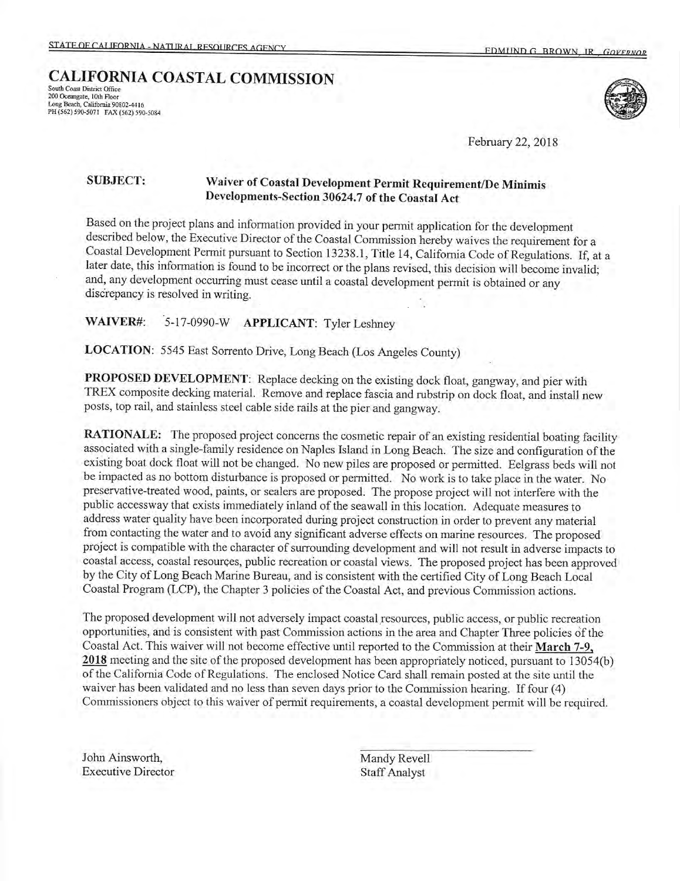STATE OF CALIFORNIA - NATURAL RESOURCES AGENCY EDMUND G. BROWN, JR., *GOVERNOR*

# CALIFORNIA COASTAL COMMISSION

South Coast District Office
200 Oceangate, 10th Floor
Long Beach, California 90802-4416
PH (562) 590-5071 FAX (562) 590-5084

February 22, 2018

**SUBJECT: Waiver of Coastal Development Permit Requirement/De Minimis Developments-Section 30624.7 of the Coastal Act**

Based on the project plans and information provided in your permit application for the development described below, the Executive Director of the Coastal Commission hereby waives the requirement for a Coastal Development Permit pursuant to Section 13238.1, Title 14, California Code of Regulations. If, at a later date, this information is found to be incorrect or the plans revised, this decision will become invalid; and, any development occurring must cease until a coastal development permit is obtained or any discrepancy is resolved in writing.

**WAIVER#:** 5-17-0990-W **APPLICANT:** Tyler Leshney

**LOCATION:** 5545 East Sorrento Drive, Long Beach (Los Angeles County)

**PROPOSED DEVELOPMENT:** Replace decking on the existing dock float, gangway, and pier with TREX composite decking material. Remove and replace fascia and rubstrip on dock float, and install new posts, top rail, and stainless steel cable side rails at the pier and gangway.

**RATIONALE:** The proposed project concerns the cosmetic repair of an existing residential boating facility associated with a single-family residence on Naples Island in Long Beach. The size and configuration of the existing boat dock float will not be changed. No new piles are proposed or permitted. Eelgrass beds will not be impacted as no bottom disturbance is proposed or permitted. No work is to take place in the water. No preservative-treated wood, paints, or sealers are proposed. The propose project will not interfere with the public accessway that exists immediately inland of the seawall in this location. Adequate measures to address water quality have been incorporated during project construction in order to prevent any material from contacting the water and to avoid any significant adverse effects on marine resources. The proposed project is compatible with the character of surrounding development and will not result in adverse impacts to coastal access, coastal resources, public recreation or coastal views. The proposed project has been approved by the City of Long Beach Marine Bureau, and is consistent with the certified City of Long Beach Local Coastal Program (LCP), the Chapter 3 policies of the Coastal Act, and previous Commission actions.

The proposed development will not adversely impact coastal resources, public access, or public recreation opportunities, and is consistent with past Commission actions in the area and Chapter Three policies of the Coastal Act. This waiver will not become effective until reported to the Commission at their **March 7-9, 2018** meeting and the site of the proposed development has been appropriately noticed, pursuant to 13054(b) of the California Code of Regulations. The enclosed Notice Card shall remain posted at the site until the waiver has been validated and no less than seven days prior to the Commission hearing. If four (4) Commissioners object to this waiver of permit requirements, a coastal development permit will be required.

John Ainsworth,
Executive Director

Mandy Revell
Staff Analyst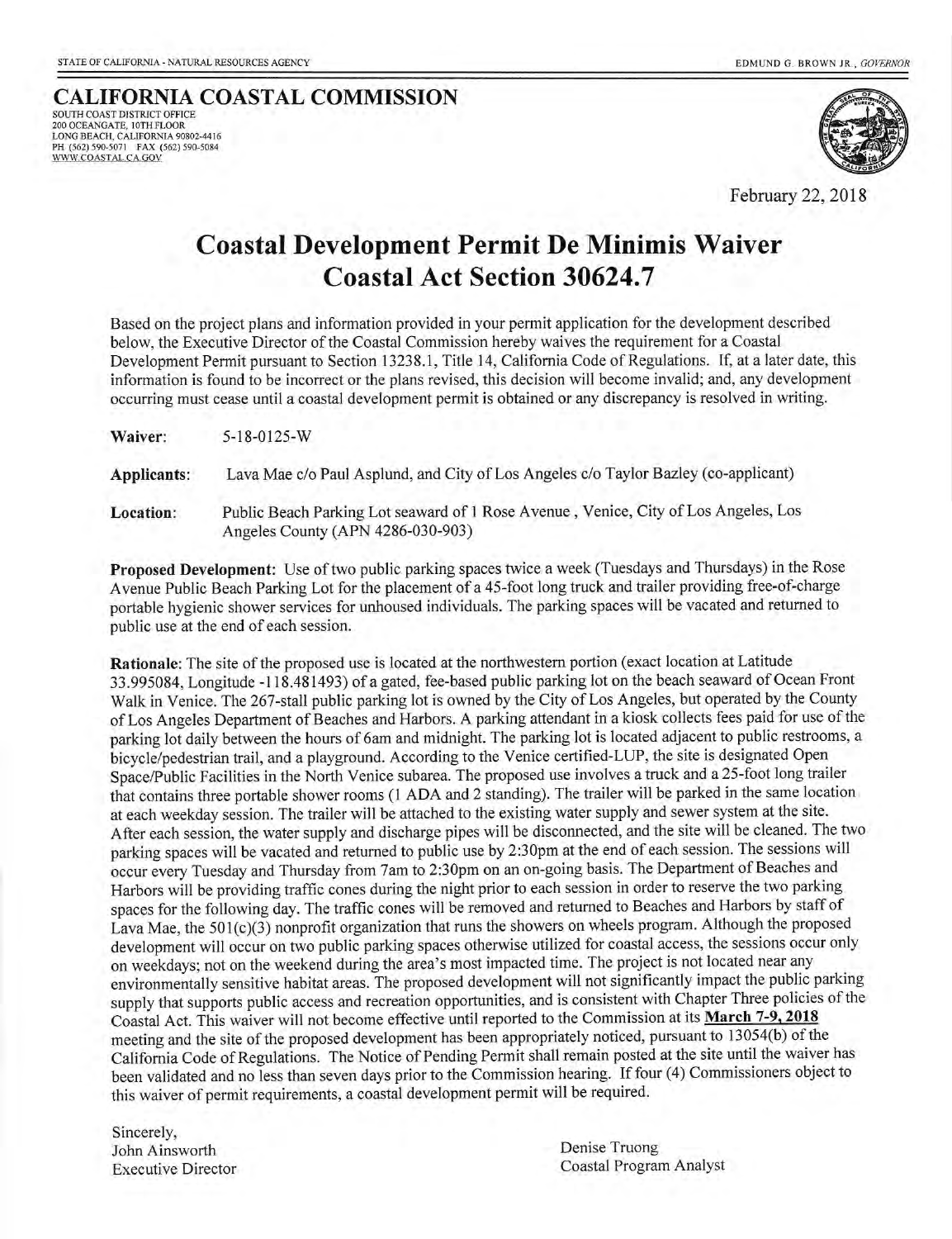STATE OF CALIFORNIA - NATURAL RESOURCES AGENCY

EDMUND G. BROWN JR., *GOVERNOR*

**CALIFORNIA COASTAL COMMISSION**

SOUTH COAST DISTRICT OFFICE
200 OCEANGATE, 10TH FLOOR
LONG BEACH, CALIFORNIA 90802-4416
PH (562) 590-5071 FAX (562) 590-5084
WWW.COASTAL.CA.GOV

February 22, 2018

# Coastal Development Permit De Minimis Waiver Coastal Act Section 30624.7

Based on the project plans and information provided in your permit application for the development described below, the Executive Director of the Coastal Commission hereby waives the requirement for a Coastal Development Permit pursuant to Section 13238.1, Title 14, California Code of Regulations. If, at a later date, this information is found to be incorrect or the plans revised, this decision will become invalid; and, any development occurring must cease until a coastal development permit is obtained or any discrepancy is resolved in writing.

**Waiver:** 5-18-0125-W

**Applicants:** Lava Mae c/o Paul Asplund, and City of Los Angeles c/o Taylor Bazley (co-applicant)

**Location:** Public Beach Parking Lot seaward of 1 Rose Avenue, Venice, City of Los Angeles, Los Angeles County (APN 4286-030-903)

**Proposed Development:** Use of two public parking spaces twice a week (Tuesdays and Thursdays) in the Rose Avenue Public Beach Parking Lot for the placement of a 45-foot long truck and trailer providing free-of-charge portable hygienic shower services for unhoused individuals. The parking spaces will be vacated and returned to public use at the end of each session.

**Rationale:** The site of the proposed use is located at the northwestern portion (exact location at Latitude 33.995084, Longitude -118.481493) of a gated, fee-based public parking lot on the beach seaward of Ocean Front Walk in Venice. The 267-stall public parking lot is owned by the City of Los Angeles, but operated by the County of Los Angeles Department of Beaches and Harbors. A parking attendant in a kiosk collects fees paid for use of the parking lot daily between the hours of 6am and midnight. The parking lot is located adjacent to public restrooms, a bicycle/pedestrian trail, and a playground. According to the Venice certified-LUP, the site is designated Open Space/Public Facilities in the North Venice subarea. The proposed use involves a truck and a 25-foot long trailer that contains three portable shower rooms (1 ADA and 2 standing). The trailer will be parked in the same location at each weekday session. The trailer will be attached to the existing water supply and sewer system at the site. After each session, the water supply and discharge pipes will be disconnected, and the site will be cleaned. The two parking spaces will be vacated and returned to public use by 2:30pm at the end of each session. The sessions will occur every Tuesday and Thursday from 7am to 2:30pm on an on-going basis. The Department of Beaches and Harbors will be providing traffic cones during the night prior to each session in order to reserve the two parking spaces for the following day. The traffic cones will be removed and returned to Beaches and Harbors by staff of Lava Mae, the 501(c)(3) nonprofit organization that runs the showers on wheels program. Although the proposed development will occur on two public parking spaces otherwise utilized for coastal access, the sessions occur only on weekdays; not on the weekend during the area's most impacted time. The project is not located near any environmentally sensitive habitat areas. The proposed development will not significantly impact the public parking supply that supports public access and recreation opportunities, and is consistent with Chapter Three policies of the Coastal Act. This waiver will not become effective until reported to the Commission at its **March 7-9, 2018** meeting and the site of the proposed development has been appropriately noticed, pursuant to 13054(b) of the California Code of Regulations. The Notice of Pending Permit shall remain posted at the site until the waiver has been validated and no less than seven days prior to the Commission hearing. If four (4) Commissioners object to this waiver of permit requirements, a coastal development permit will be required.

Sincerely,
John Ainsworth
Executive Director

Denise Truong
Coastal Program Analyst